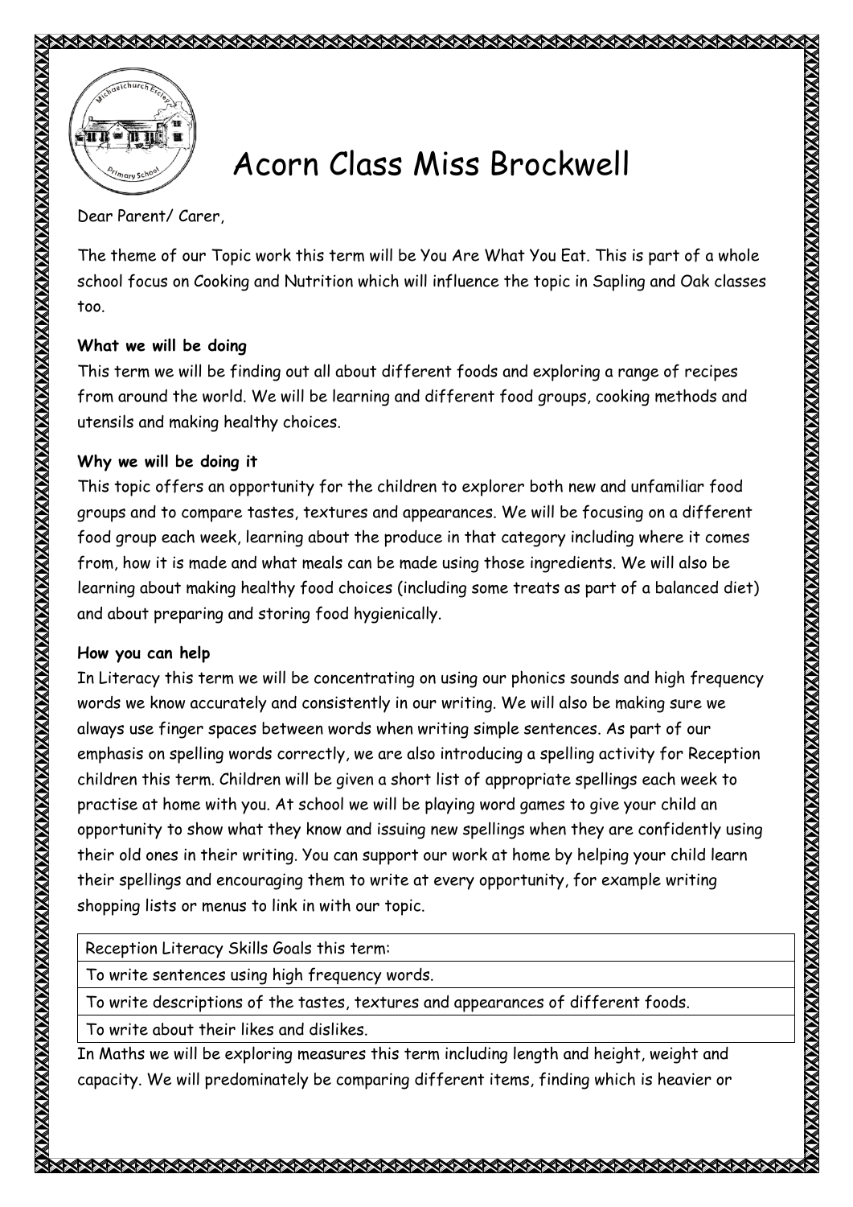# Acorn Class Miss Brockwell

Dear Parent/ Carer,

The theme of our Topic work this term will be You Are What You Eat. This is part of a whole school focus on Cooking and Nutrition which will influence the topic in Sapling and Oak classes too.

**What we will be doing**

This term we will be finding out all about different foods and exploring a range of recipes from around the world. We will be learning and different food groups, cooking methods and utensils and making healthy choices.

**Why we will be doing it**

This topic offers an opportunity for the children to explorer both new and unfamiliar food groups and to compare tastes, textures and appearances. We will be focusing on a different food group each week, learning about the produce in that category including where it comes from, how it is made and what meals can be made using those ingredients. We will also be learning about making healthy food choices (including some treats as part of a balanced diet) and about preparing and storing food hygienically.

**How you can help**

In Literacy this term we will be concentrating on using our phonics sounds and high frequency words we know accurately and consistently in our writing. We will also be making sure we always use finger spaces between words when writing simple sentences. As part of our emphasis on spelling words correctly, we are also introducing a spelling activity for Reception children this term. Children will be given a short list of appropriate spellings each week to practise at home with you. At school we will be playing word games to give your child an opportunity to show what they know and issuing new spellings when they are confidently using their old ones in their writing. You can support our work at home by helping your child learn their spellings and encouraging them to write at every opportunity, for example writing shopping lists or menus to link in with our topic.

| Reception Literacy Skills Goals this term: |
| --- |
| To write sentences using high frequency words. |
| To write descriptions of the tastes, textures and appearances of different foods. |
| To write about their likes and dislikes. |

In Maths we will be exploring measures this term including length and height, weight and capacity. We will predominately be comparing different items, finding which is heavier or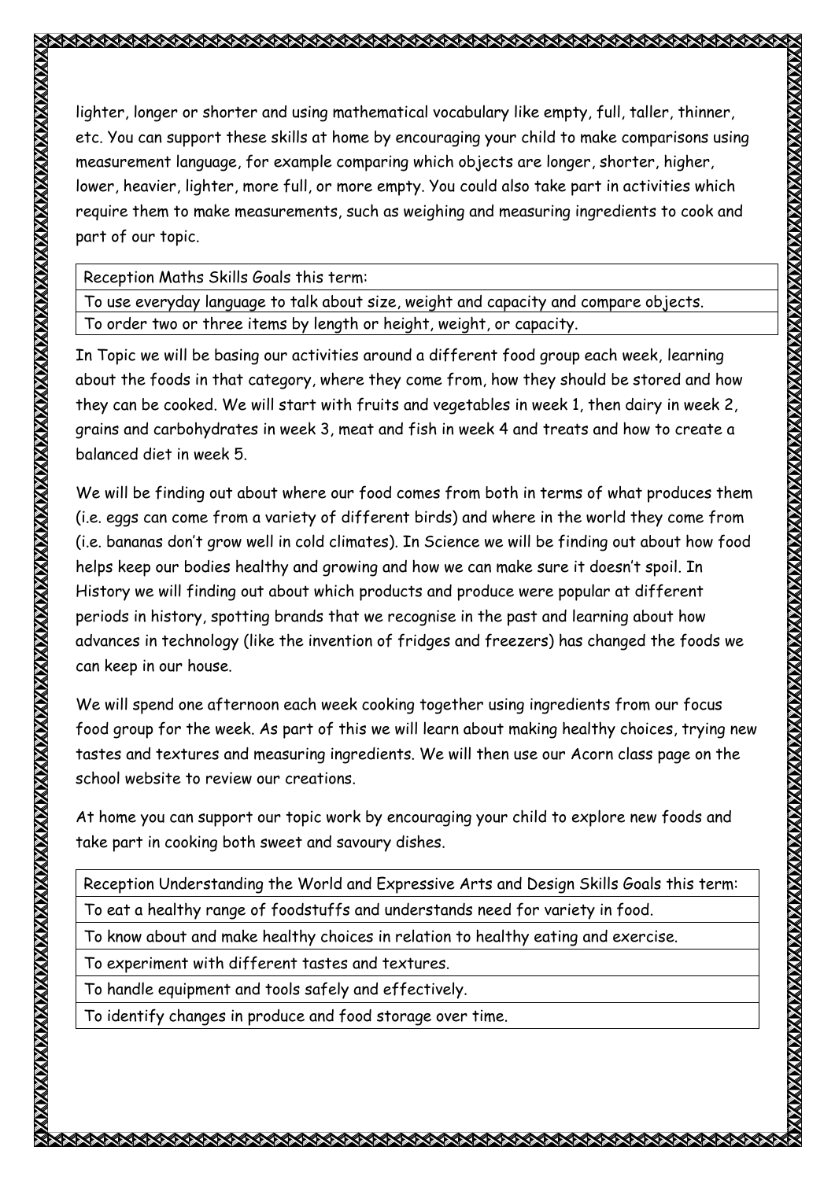lighter, longer or shorter and using mathematical vocabulary like empty, full, taller, thinner, etc. You can support these skills at home by encouraging your child to make comparisons using measurement language, for example comparing which objects are longer, shorter, higher, lower, heavier, lighter, more full, or more empty. You could also take part in activities which require them to make measurements, such as weighing and measuring ingredients to cook and part of our topic.

| |
|---|
| Reception Maths Skills Goals this term: |
| To use everyday language to talk about size, weight and capacity and compare objects. |
| To order two or three items by length or height, weight, or capacity. |

In Topic we will be basing our activities around a different food group each week, learning about the foods in that category, where they come from, how they should be stored and how they can be cooked. We will start with fruits and vegetables in week 1, then dairy in week 2, grains and carbohydrates in week 3, meat and fish in week 4 and treats and how to create a balanced diet in week 5.

We will be finding out about where our food comes from both in terms of what produces them (i.e. eggs can come from a variety of different birds) and where in the world they come from (i.e. bananas don't grow well in cold climates). In Science we will be finding out about how food helps keep our bodies healthy and growing and how we can make sure it doesn't spoil. In History we will finding out about which products and produce were popular at different periods in history, spotting brands that we recognise in the past and learning about how advances in technology (like the invention of fridges and freezers) has changed the foods we can keep in our house.

We will spend one afternoon each week cooking together using ingredients from our focus food group for the week. As part of this we will learn about making healthy choices, trying new tastes and textures and measuring ingredients. We will then use our Acorn class page on the school website to review our creations.

At home you can support our topic work by encouraging your child to explore new foods and take part in cooking both sweet and savoury dishes.

| |
|---|
| Reception Understanding the World and Expressive Arts and Design Skills Goals this term: |
| To eat a healthy range of foodstuffs and understands need for variety in food. |
| To know about and make healthy choices in relation to healthy eating and exercise. |
| To experiment with different tastes and textures. |
| To handle equipment and tools safely and effectively. |
| To identify changes in produce and food storage over time. |